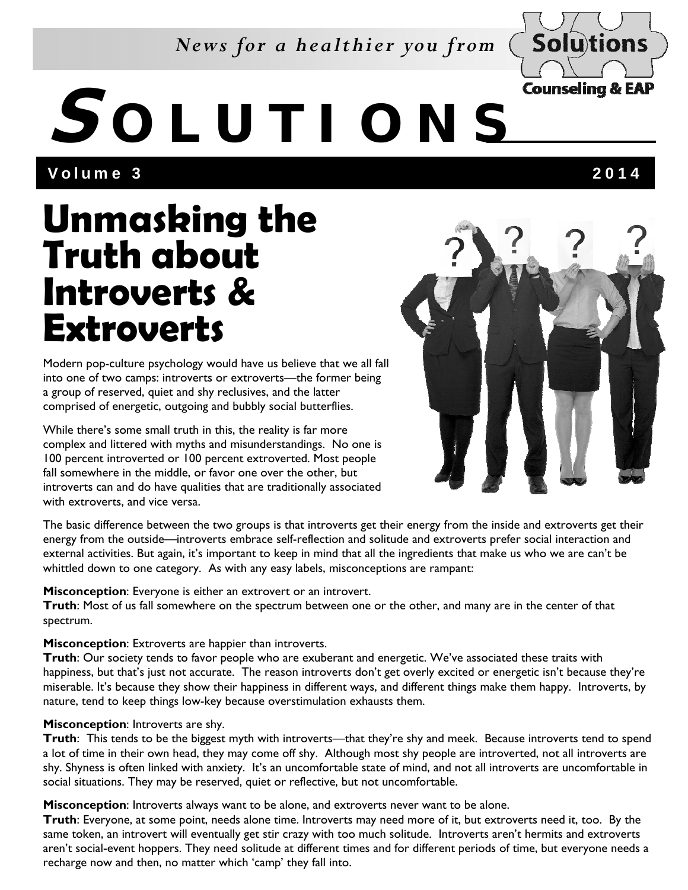*News for a healthier you from* Solutions Counseling & EAP

# SOLUTIONS

**Volume 3** **2014**

## Unmasking the Truth about Introverts & Extroverts

Modern pop-culture psychology would have us believe that we all fall into one of two camps: introverts or extroverts—the former being a group of reserved, quiet and shy reclusives, and the latter comprised of energetic, outgoing and bubbly social butterflies.

While there's some small truth in this, the reality is far more complex and littered with myths and misunderstandings. No one is 100 percent introverted or 100 percent extroverted. Most people fall somewhere in the middle, or favor one over the other, but introverts can and do have qualities that are traditionally associated with extroverts, and vice versa.

The basic difference between the two groups is that introverts get their energy from the inside and extroverts get their energy from the outside—introverts embrace self-reflection and solitude and extroverts prefer social interaction and external activities. But again, it's important to keep in mind that all the ingredients that make us who we are can't be whittled down to one category. As with any easy labels, misconceptions are rampant:

**Misconception**: Everyone is either an extrovert or an introvert.
**Truth**: Most of us fall somewhere on the spectrum between one or the other, and many are in the center of that spectrum.

**Misconception**: Extroverts are happier than introverts.
**Truth**: Our society tends to favor people who are exuberant and energetic. We've associated these traits with happiness, but that's just not accurate. The reason introverts don't get overly excited or energetic isn't because they're miserable. It's because they show their happiness in different ways, and different things make them happy. Introverts, by nature, tend to keep things low-key because overstimulation exhausts them.

**Misconception**: Introverts are shy.
**Truth**: This tends to be the biggest myth with introverts—that they're shy and meek. Because introverts tend to spend a lot of time in their own head, they may come off shy. Although most shy people are introverted, not all introverts are shy. Shyness is often linked with anxiety. It's an uncomfortable state of mind, and not all introverts are uncomfortable in social situations. They may be reserved, quiet or reflective, but not uncomfortable.

**Misconception**: Introverts always want to be alone, and extroverts never want to be alone.
**Truth**: Everyone, at some point, needs alone time. Introverts may need more of it, but extroverts need it, too. By the same token, an introvert will eventually get stir crazy with too much solitude. Introverts aren't hermits and extroverts aren't social-event hoppers. They need solitude at different times and for different periods of time, but everyone needs a recharge now and then, no matter which 'camp' they fall into.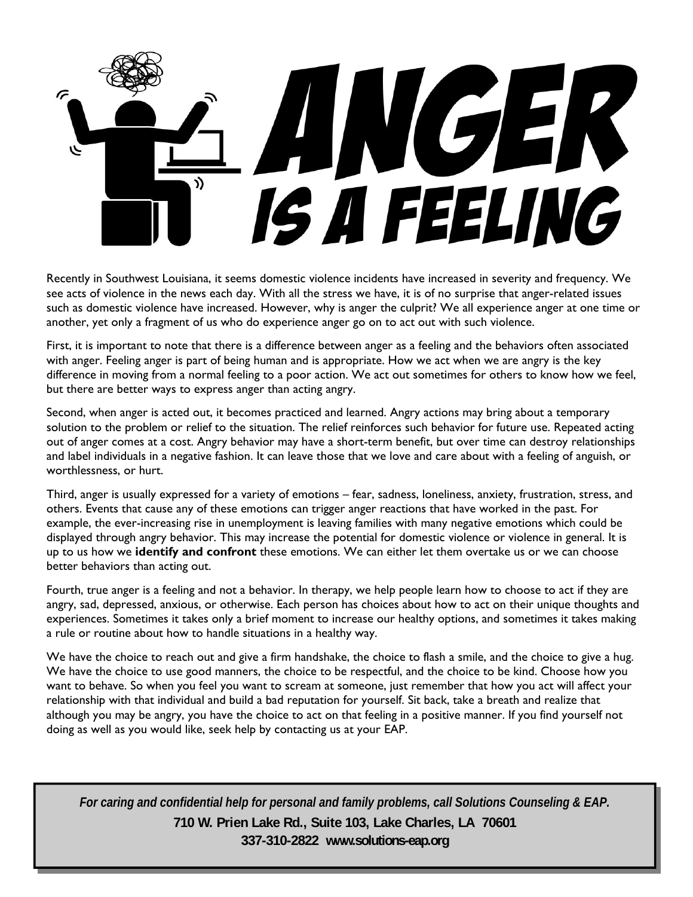# ANGER IS A FEELING

Recently in Southwest Louisiana, it seems domestic violence incidents have increased in severity and frequency. We see acts of violence in the news each day. With all the stress we have, it is of no surprise that anger-related issues such as domestic violence have increased. However, why is anger the culprit? We all experience anger at one time or another, yet only a fragment of us who do experience anger go on to act out with such violence.

First, it is important to note that there is a difference between anger as a feeling and the behaviors often associated with anger. Feeling anger is part of being human and is appropriate. How we act when we are angry is the key difference in moving from a normal feeling to a poor action. We act out sometimes for others to know how we feel, but there are better ways to express anger than acting angry.

Second, when anger is acted out, it becomes practiced and learned. Angry actions may bring about a temporary solution to the problem or relief to the situation. The relief reinforces such behavior for future use. Repeated acting out of anger comes at a cost. Angry behavior may have a short-term benefit, but over time can destroy relationships and label individuals in a negative fashion. It can leave those that we love and care about with a feeling of anguish, or worthlessness, or hurt.

Third, anger is usually expressed for a variety of emotions – fear, sadness, loneliness, anxiety, frustration, stress, and others. Events that cause any of these emotions can trigger anger reactions that have worked in the past. For example, the ever-increasing rise in unemployment is leaving families with many negative emotions which could be displayed through angry behavior. This may increase the potential for domestic violence or violence in general. It is up to us how we **identify and confront** these emotions. We can either let them overtake us or we can choose better behaviors than acting out.

Fourth, true anger is a feeling and not a behavior. In therapy, we help people learn how to choose to act if they are angry, sad, depressed, anxious, or otherwise. Each person has choices about how to act on their unique thoughts and experiences. Sometimes it takes only a brief moment to increase our healthy options, and sometimes it takes making a rule or routine about how to handle situations in a healthy way.

We have the choice to reach out and give a firm handshake, the choice to flash a smile, and the choice to give a hug. We have the choice to use good manners, the choice to be respectful, and the choice to be kind. Choose how you want to behave. So when you feel you want to scream at someone, just remember that how you act will affect your relationship with that individual and build a bad reputation for yourself. Sit back, take a breath and realize that although you may be angry, you have the choice to act on that feeling in a positive manner. If you find yourself not doing as well as you would like, seek help by contacting us at your EAP.

***For caring and confidential help for personal and family problems, call Solutions Counseling & EAP.***

**710 W. Prien Lake Rd., Suite 103, Lake Charles, LA 70601**

**337-310-2822 www.solutions-eap.org**